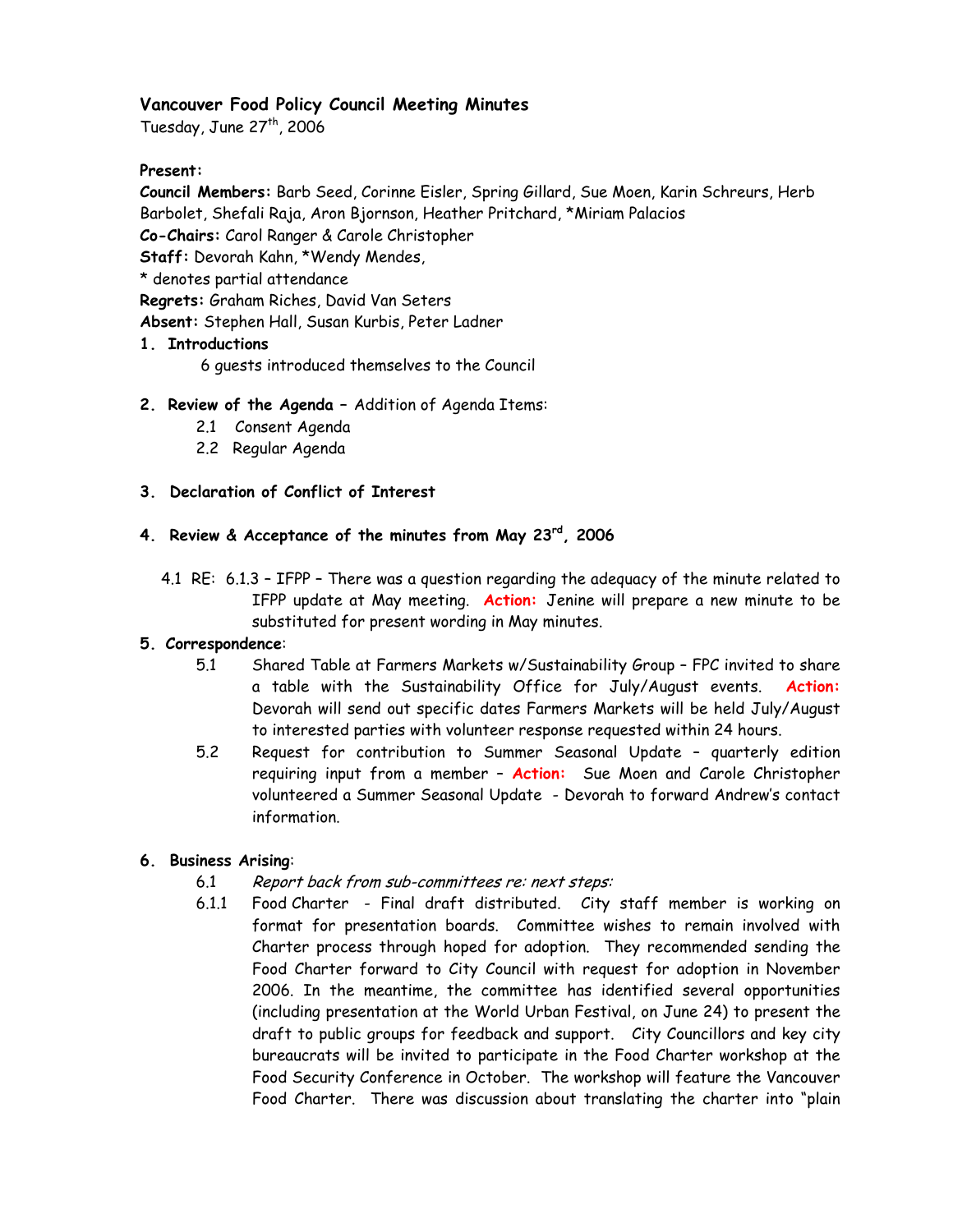## Vancouver Food Policy Council Meeting Minutes

Tuesday, June 27th, 2006

**Present:**

**Council Members:** Barb Seed, Corinne Eisler, Spring Gillard, Sue Moen, Karin Schreurs, Herb Barbolet, Shefali Raja, Aron Bjornson, Heather Pritchard, *Miriam Palacios

**Co-Chairs:** Carol Ranger & Carole Christopher

**Staff:** Devorah Kahn, *Wendy Mendes,

* denotes partial attendance

**Regrets:** Graham Riches, David Van Seters

**Absent:** Stephen Hall, Susan Kurbis, Peter Ladner

1. **Introductions**

   6 guests introduced themselves to the Council

2. **Review of the Agenda** – Addition of Agenda Items:
   - 2.1 Consent Agenda
   - 2.2 Regular Agenda

3. **Declaration of Conflict of Interest**

4. **Review & Acceptance of the minutes from May 23rd, 2006**

   4.1 RE: 6.1.3 – IFPP – There was a question regarding the adequacy of the minute related to IFPP update at May meeting. **Action:** Jenine will prepare a new minute to be substituted for present wording in May minutes.

5. **Correspondence**:

   5.1 Shared Table at Farmers Markets w/Sustainability Group – FPC invited to share a table with the Sustainability Office for July/August events. **Action:** Devorah will send out specific dates Farmers Markets will be held July/August to interested parties with volunteer response requested within 24 hours.

   5.2 Request for contribution to Summer Seasonal Update – quarterly edition requiring input from a member – **Action:** Sue Moen and Carole Christopher volunteered a Summer Seasonal Update - Devorah to forward Andrew's contact information.

6. **Business Arising**:

   6.1 *Report back from sub-committees re: next steps:*

   6.1.1 Food Charter - Final draft distributed. City staff member is working on format for presentation boards. Committee wishes to remain involved with Charter process through hoped for adoption. They recommended sending the Food Charter forward to City Council with request for adoption in November 2006. In the meantime, the committee has identified several opportunities (including presentation at the World Urban Festival, on June 24) to present the draft to public groups for feedback and support. City Councillors and key city bureaucrats will be invited to participate in the Food Charter workshop at the Food Security Conference in October. The workshop will feature the Vancouver Food Charter. There was discussion about translating the charter into "plain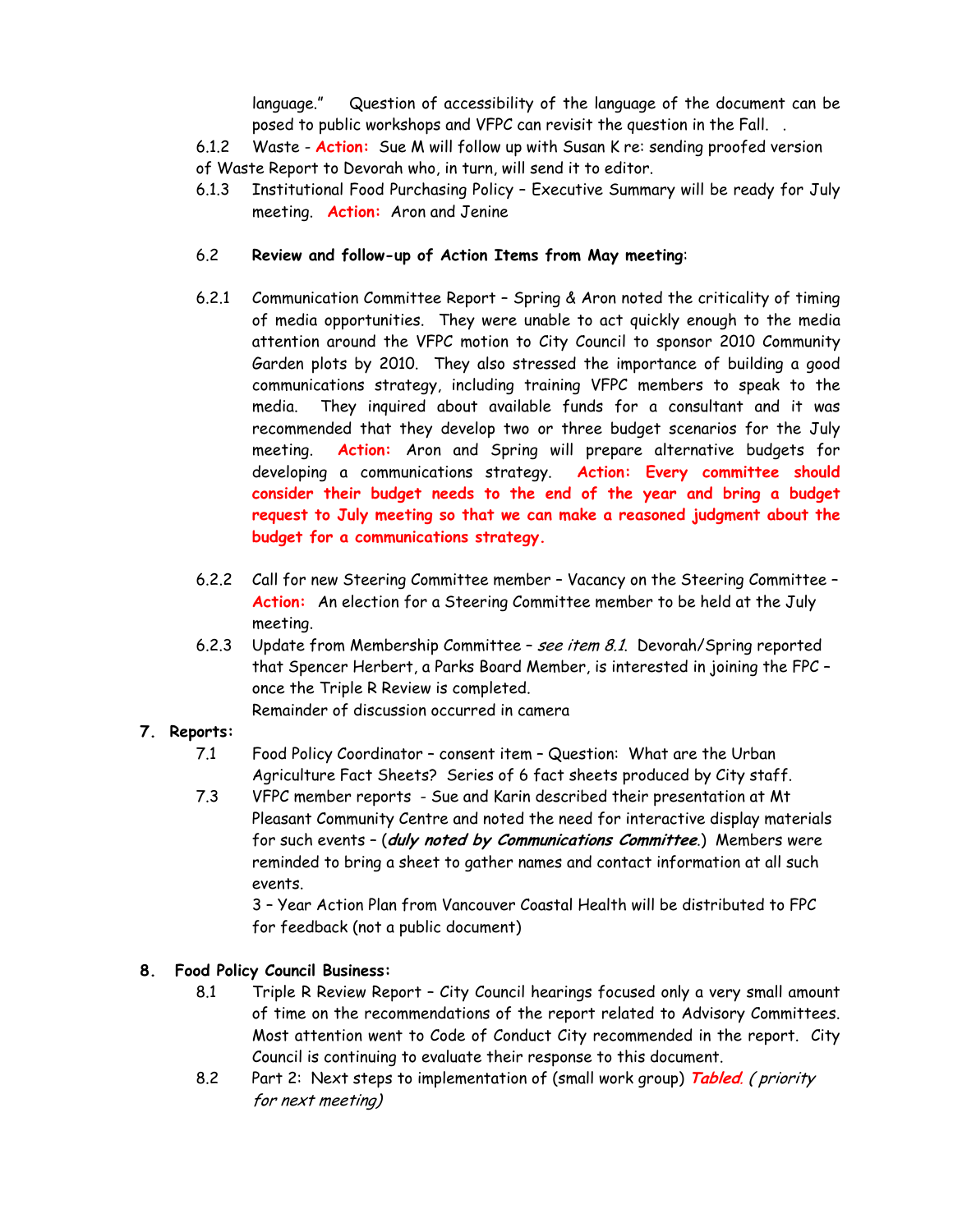language."  Question of accessibility of the language of the document can be posed to public workshops and VFPC can revisit the question in the Fall.  .

6.1.2 Waste - **Action:** Sue M will follow up with Susan K re: sending proofed version of Waste Report to Devorah who, in turn, will send it to editor.

6.1.3 Institutional Food Purchasing Policy – Executive Summary will be ready for July meeting. **Action:** Aron and Jenine

6.2 **Review and follow-up of Action Items from May meeting**:

6.2.1 Communication Committee Report – Spring & Aron noted the criticality of timing of media opportunities. They were unable to act quickly enough to the media attention around the VFPC motion to City Council to sponsor 2010 Community Garden plots by 2010. They also stressed the importance of building a good communications strategy, including training VFPC members to speak to the media. They inquired about available funds for a consultant and it was recommended that they develop two or three budget scenarios for the July meeting. **Action:** Aron and Spring will prepare alternative budgets for developing a communications strategy. **Action: Every committee should consider their budget needs to the end of the year and bring a budget request to July meeting so that we can make a reasoned judgment about the budget for a communications strategy.**

6.2.2 Call for new Steering Committee member – Vacancy on the Steering Committee – **Action:** An election for a Steering Committee member to be held at the July meeting.

6.2.3 Update from Membership Committee – *see item 8.1*. Devorah/Spring reported that Spencer Herbert, a Parks Board Member, is interested in joining the FPC – once the Triple R Review is completed.
Remainder of discussion occurred in camera

## 7. Reports:

7.1 Food Policy Coordinator – consent item – Question: What are the Urban Agriculture Fact Sheets? Series of 6 fact sheets produced by City staff.

7.3 VFPC member reports - Sue and Karin described their presentation at Mt Pleasant Community Centre and noted the need for interactive display materials for such events – (***duly noted by Communications Committee***.) Members were reminded to bring a sheet to gather names and contact information at all such events.
3 – Year Action Plan from Vancouver Coastal Health will be distributed to FPC for feedback (not a public document)

## 8. Food Policy Council Business:

8.1 Triple R Review Report – City Council hearings focused only a very small amount of time on the recommendations of the report related to Advisory Committees. Most attention went to Code of Conduct City recommended in the report. City Council is continuing to evaluate their response to this document.

8.2 Part 2: Next steps to implementation of (small work group) ***Tabled***. *( priority for next meeting)*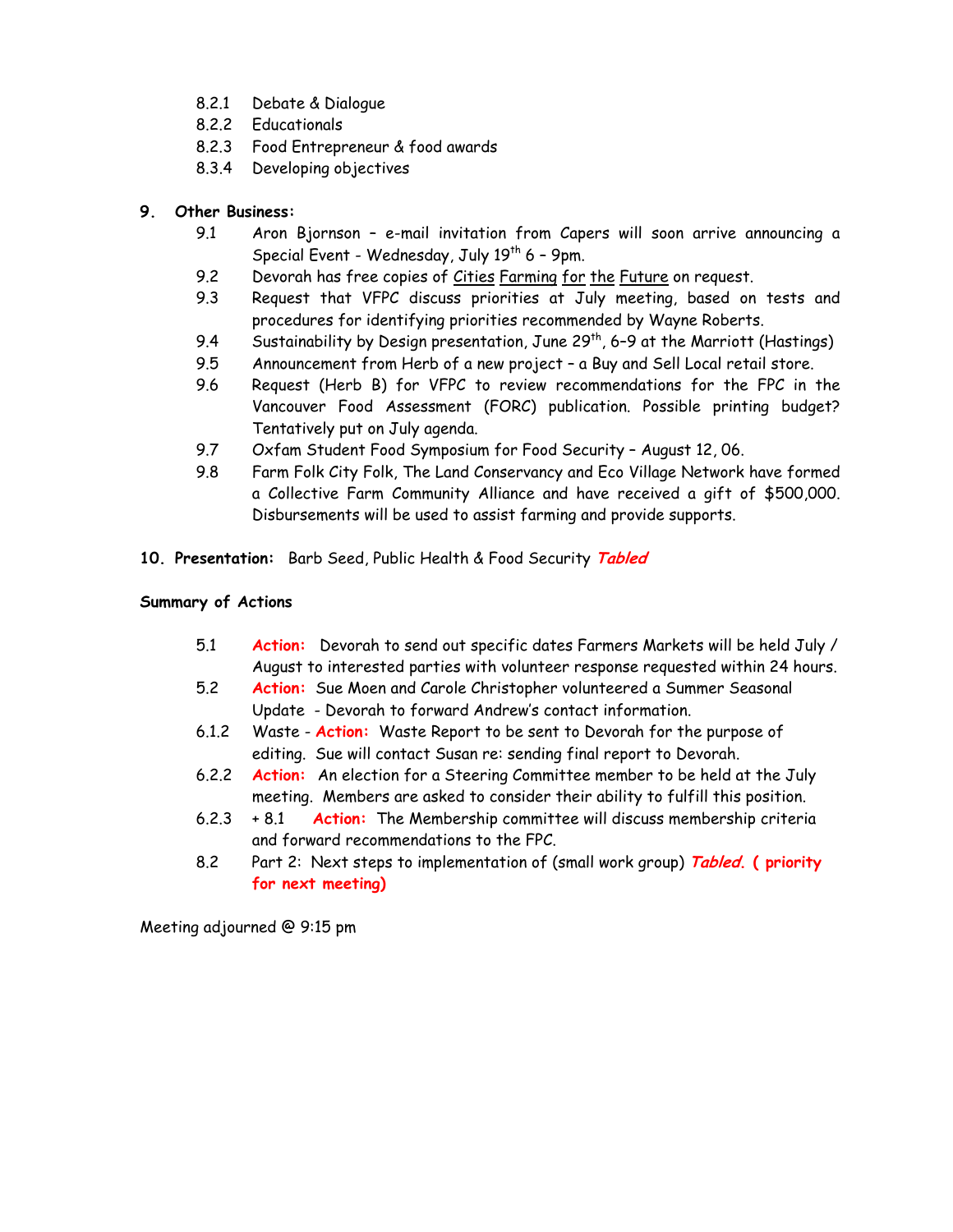- 8.2.1 Debate & Dialogue
- 8.2.2 Educationals
- 8.2.3 Food Entrepreneur & food awards
- 8.3.4 Developing objectives

**9. Other Business:**

- 9.1 Aron Bjornson – e-mail invitation from Capers will soon arrive announcing a Special Event - Wednesday, July 19th 6 – 9pm.
- 9.2 Devorah has free copies of Cities Farming for the Future on request.
- 9.3 Request that VFPC discuss priorities at July meeting, based on tests and procedures for identifying priorities recommended by Wayne Roberts.
- 9.4 Sustainability by Design presentation, June 29th, 6–9 at the Marriott (Hastings)
- 9.5 Announcement from Herb of a new project – a Buy and Sell Local retail store.
- 9.6 Request (Herb B) for VFPC to review recommendations for the FPC in the Vancouver Food Assessment (FORC) publication. Possible printing budget? Tentatively put on July agenda.
- 9.7 Oxfam Student Food Symposium for Food Security – August 12, 06.
- 9.8 Farm Folk City Folk, The Land Conservancy and Eco Village Network have formed a Collective Farm Community Alliance and have received a gift of $500,000. Disbursements will be used to assist farming and provide supports.

**10. Presentation:** Barb Seed, Public Health & Food Security ***Tabled***

**Summary of Actions**

- 5.1 **Action:** Devorah to send out specific dates Farmers Markets will be held July / August to interested parties with volunteer response requested within 24 hours.
- 5.2 **Action:** Sue Moen and Carole Christopher volunteered a Summer Seasonal Update - Devorah to forward Andrew's contact information.
- 6.1.2 Waste - **Action:** Waste Report to be sent to Devorah for the purpose of editing. Sue will contact Susan re: sending final report to Devorah.
- 6.2.2 **Action:** An election for a Steering Committee member to be held at the July meeting. Members are asked to consider their ability to fulfill this position.
- 6.2.3 + 8.1 **Action:** The Membership committee will discuss membership criteria and forward recommendations to the FPC.
- 8.2 Part 2: Next steps to implementation of (small work group) ***Tabled.*** **( priority for next meeting)**

Meeting adjourned @ 9:15 pm